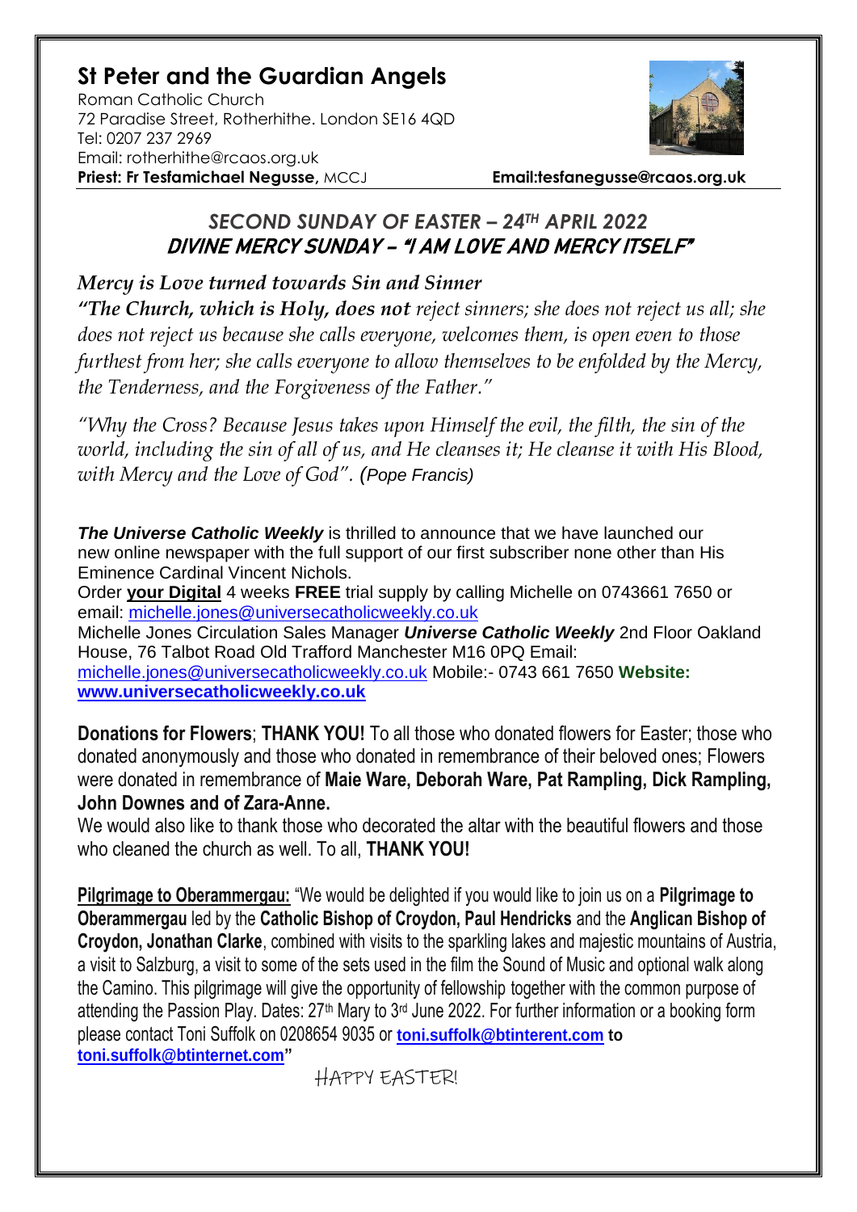# St Peter and the Guardian Angels

Roman Catholic Church
72 Paradise Street, Rotherhithe. London SE16 4QD
Tel: 0207 237 2969
Email: rotherhithe@rcaos.org.uk
**Priest: Fr Tesfamichael Negusse,** MCCJ **Email:tesfanegusse@rcaos.org.uk**

## *SECOND SUNDAY OF EASTER – 24TH APRIL 2022*
## *DIVINE MERCY SUNDAY – "I AM LOVE AND MERCY ITSELF"*

***Mercy is Love turned towards Sin and Sinner***

***"The Church, which is Holy, does not*** *reject sinners; she does not reject us all; she does not reject us because she calls everyone, welcomes them, is open even to those furthest from her; she calls everyone to allow themselves to be enfolded by the Mercy, the Tenderness, and the Forgiveness of the Father."*

*"Why the Cross? Because Jesus takes upon Himself the evil, the filth, the sin of the world, including the sin of all of us, and He cleanses it; He cleanse it with His Blood, with Mercy and the Love of God". (Pope Francis)*

***The Universe Catholic Weekly*** is thrilled to announce that we have launched our new online newspaper with the full support of our first subscriber none other than His Eminence Cardinal Vincent Nichols.
Order **your Digital** 4 weeks **FREE** trial supply by calling Michelle on 0743661 7650 or email: michelle.jones@universecatholicweekly.co.uk
Michelle Jones Circulation Sales Manager ***Universe Catholic Weekly*** 2nd Floor Oakland House, 76 Talbot Road Old Trafford Manchester M16 0PQ Email: michelle.jones@universecatholicweekly.co.uk Mobile:- 0743 661 7650 **Website: www.universecatholicweekly.co.uk**

**Donations for Flowers**; **THANK YOU!** To all those who donated flowers for Easter; those who donated anonymously and those who donated in remembrance of their beloved ones; Flowers were donated in remembrance of **Maie Ware, Deborah Ware, Pat Rampling, Dick Rampling, John Downes and of Zara-Anne.**
We would also like to thank those who decorated the altar with the beautiful flowers and those who cleaned the church as well. To all, **THANK YOU!**

**Pilgrimage to Oberammergau:** "We would be delighted if you would like to join us on a **Pilgrimage to Oberammergau** led by the **Catholic Bishop of Croydon, Paul Hendricks** and the **Anglican Bishop of Croydon, Jonathan Clarke**, combined with visits to the sparkling lakes and majestic mountains of Austria, a visit to Salzburg, a visit to some of the sets used in the film the Sound of Music and optional walk along the Camino. This pilgrimage will give the opportunity of fellowship together with the common purpose of attending the Passion Play. Dates: 27th Mary to 3rd June 2022. For further information or a booking form please contact Toni Suffolk on 0208654 9035 or **toni.suffolk@btinterent.com to toni.suffolk@btinternet.com"**

HAPPY EASTER!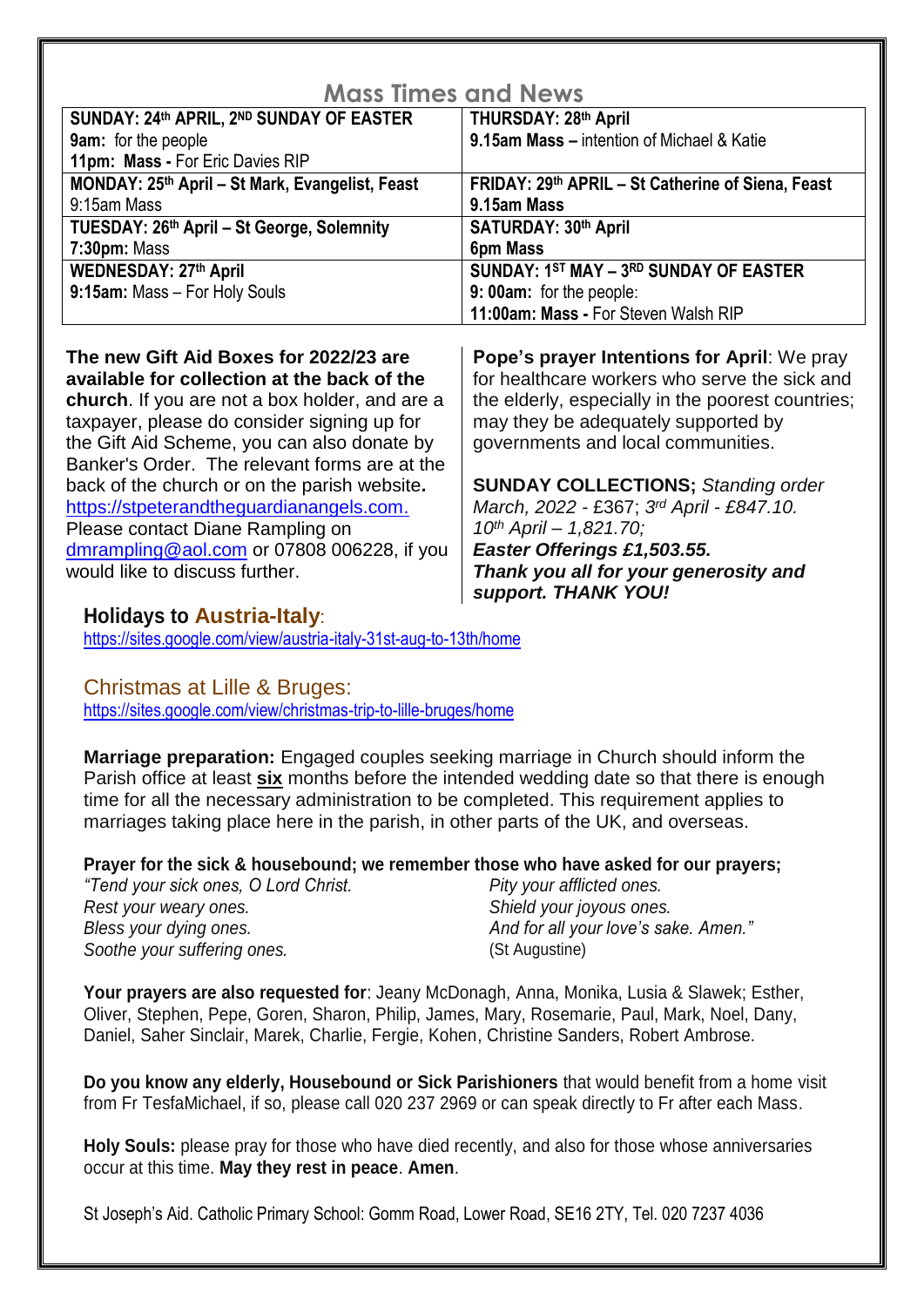## Mass Times and News

| | |
|---|---|
| **SUNDAY: 24th APRIL, 2ND SUNDAY OF EASTER**<br>**9am:** for the people<br>**11pm: Mass -** For Eric Davies RIP | **THURSDAY: 28th April**<br>**9.15am Mass –** intention of Michael & Katie |
| **MONDAY: 25th April – St Mark, Evangelist, Feast**<br>9:15am Mass | **FRIDAY: 29th APRIL – St Catherine of Siena, Feast**<br>**9.15am Mass** |
| **TUESDAY: 26th April – St George, Solemnity**<br>**7:30pm:** Mass | **SATURDAY: 30th April**<br>**6pm Mass** |
| **WEDNESDAY: 27th April**<br>**9:15am:** Mass – For Holy Souls | **SUNDAY: 1ST MAY – 3RD SUNDAY OF EASTER**<br>**9: 00am:** for the people:<br>**11:00am: Mass -** For Steven Walsh RIP |

**The new Gift Aid Boxes for 2022/23 are available for collection at the back of the church**. If you are not a box holder, and are a taxpayer, please do consider signing up for the Gift Aid Scheme, you can also donate by Banker's Order. The relevant forms are at the back of the church or on the parish website**.** https://stpeterandtheguardianangels.com. Please contact Diane Rampling on dmrampling@aol.com or 07808 006228, if you would like to discuss further.

**Pope's prayer Intentions for April**: We pray for healthcare workers who serve the sick and the elderly, especially in the poorest countries; may they be adequately supported by governments and local communities.

**SUNDAY COLLECTIONS;** *Standing order March, 2022 -* £367; *3rd April - £847.10. 10th April – 1,821.70;*
***Easter Offerings £1,503.55.***
***Thank you all for your generosity and support. THANK YOU!***

### Holidays to Austria-Italy:

https://sites.google.com/view/austria-italy-31st-aug-to-13th/home

### Christmas at Lille & Bruges:

https://sites.google.com/view/christmas-trip-to-lille-bruges/home

**Marriage preparation:** Engaged couples seeking marriage in Church should inform the Parish office at least **six** months before the intended wedding date so that there is enough time for all the necessary administration to be completed. This requirement applies to marriages taking place here in the parish, in other parts of the UK, and overseas.

**Prayer for the sick & housebound; we remember those who have asked for our prayers;**

*"Tend your sick ones, O Lord Christ.*
*Rest your weary ones.*
*Bless your dying ones.*
*Soothe your suffering ones.*
*Pity your afflicted ones.*
*Shield your joyous ones.*
*And for all your love's sake. Amen."*
(St Augustine)

**Your prayers are also requested for**: Jeany McDonagh, Anna, Monika, Lusia & Slawek; Esther, Oliver, Stephen, Pepe, Goren, Sharon, Philip, James, Mary, Rosemarie, Paul, Mark, Noel, Dany, Daniel, Saher Sinclair, Marek, Charlie, Fergie, Kohen, Christine Sanders, Robert Ambrose.

**Do you know any elderly, Housebound or Sick Parishioners** that would benefit from a home visit from Fr TesfaMichael, if so, please call 020 237 2969 or can speak directly to Fr after each Mass.

**Holy Souls:** please pray for those who have died recently, and also for those whose anniversaries occur at this time. **May they rest in peace**. **Amen**.

St Joseph's Aid. Catholic Primary School: Gomm Road, Lower Road, SE16 2TY, Tel. 020 7237 4036